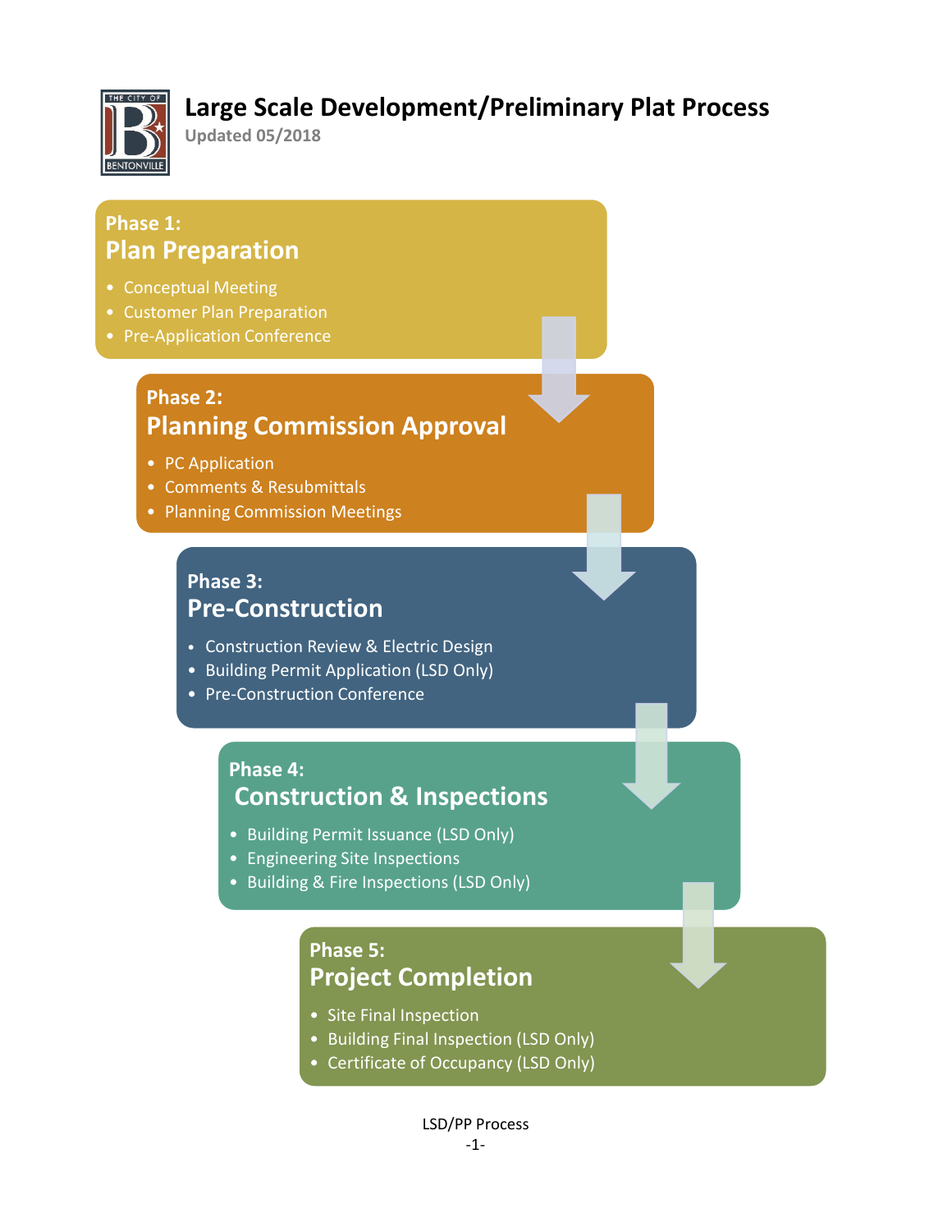# Large Scale Development/Preliminary Plat Process

Updated 05/2018

## Phase 1: Plan Preparation

- Conceptual Meeting
- Customer Plan Preparation
- Pre-Application Conference

## Phase 2: Planning Commission Approval

- PC Application
- Comments & Resubmittals
- Planning Commission Meetings

## Phase 3: Pre-Construction

- Construction Review & Electric Design
- Building Permit Application (LSD Only)
- Pre-Construction Conference

## Phase 4: Construction & Inspections

- Building Permit Issuance (LSD Only)
- Engineering Site Inspections
- Building & Fire Inspections (LSD Only)

## Phase 5: Project Completion

- Site Final Inspection
- Building Final Inspection (LSD Only)
- Certificate of Occupancy (LSD Only)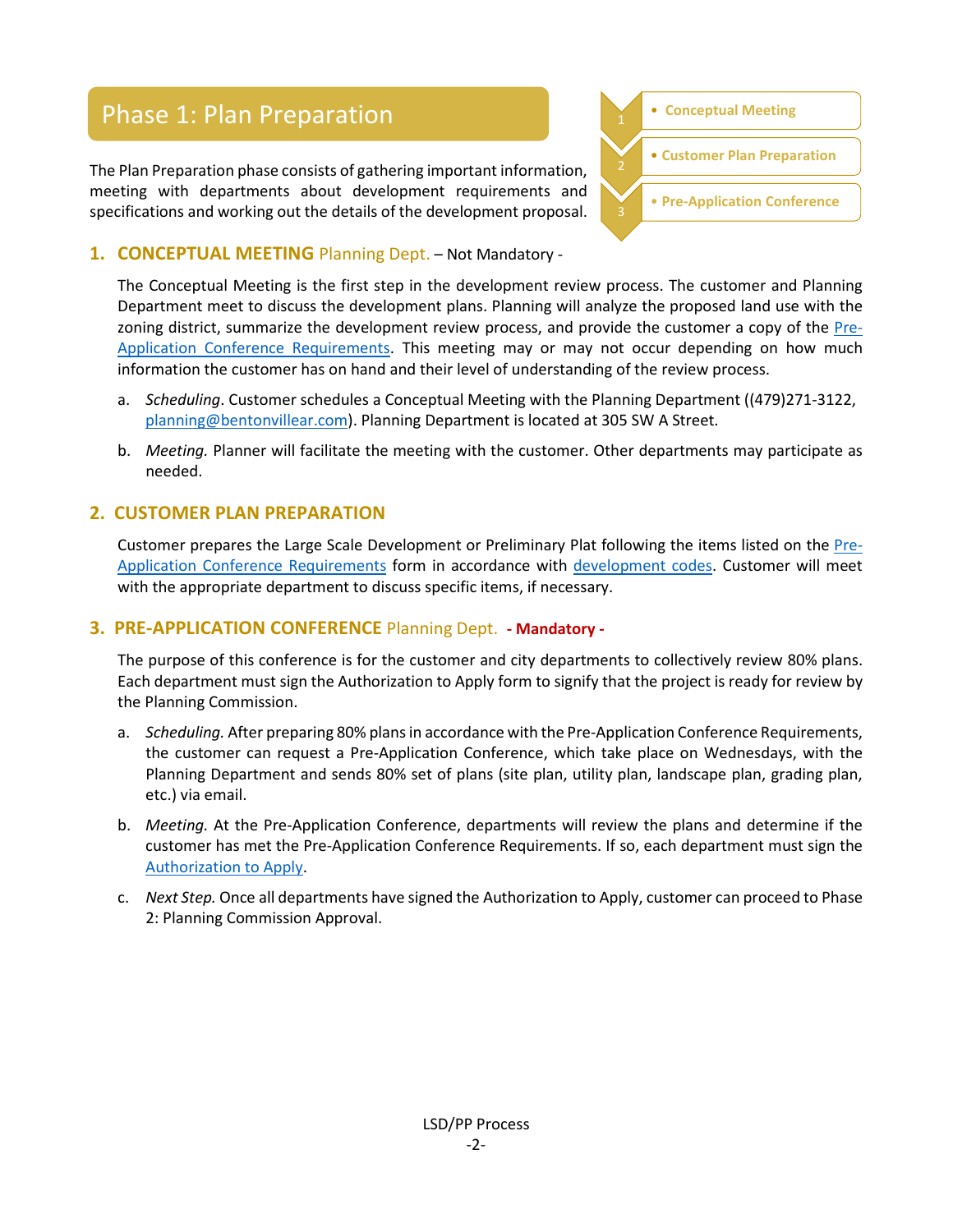# Phase 1: Plan Preparation

1. Conceptual Meeting
2. Customer Plan Preparation
3. Pre-Application Conference

The Plan Preparation phase consists of gathering important information, meeting with departments about development requirements and specifications and working out the details of the development proposal.

## 1. CONCEPTUAL MEETING Planning Dept. – Not Mandatory -

The Conceptual Meeting is the first step in the development review process. The customer and Planning Department meet to discuss the development plans. Planning will analyze the proposed land use with the zoning district, summarize the development review process, and provide the customer a copy of the Pre-Application Conference Requirements. This meeting may or may not occur depending on how much information the customer has on hand and their level of understanding of the review process.

a. *Scheduling*. Customer schedules a Conceptual Meeting with the Planning Department ((479)271-3122, planning@bentonvillear.com). Planning Department is located at 305 SW A Street.

b. *Meeting.* Planner will facilitate the meeting with the customer. Other departments may participate as needed.

## 2. CUSTOMER PLAN PREPARATION

Customer prepares the Large Scale Development or Preliminary Plat following the items listed on the Pre-Application Conference Requirements form in accordance with development codes. Customer will meet with the appropriate department to discuss specific items, if necessary.

## 3. PRE-APPLICATION CONFERENCE Planning Dept. - Mandatory -

The purpose of this conference is for the customer and city departments to collectively review 80% plans. Each department must sign the Authorization to Apply form to signify that the project is ready for review by the Planning Commission.

a. *Scheduling.* After preparing 80% plans in accordance with the Pre-Application Conference Requirements, the customer can request a Pre-Application Conference, which take place on Wednesdays, with the Planning Department and sends 80% set of plans (site plan, utility plan, landscape plan, grading plan, etc.) via email.

b. *Meeting.* At the Pre-Application Conference, departments will review the plans and determine if the customer has met the Pre-Application Conference Requirements. If so, each department must sign the Authorization to Apply.

c. *Next Step.* Once all departments have signed the Authorization to Apply, customer can proceed to Phase 2: Planning Commission Approval.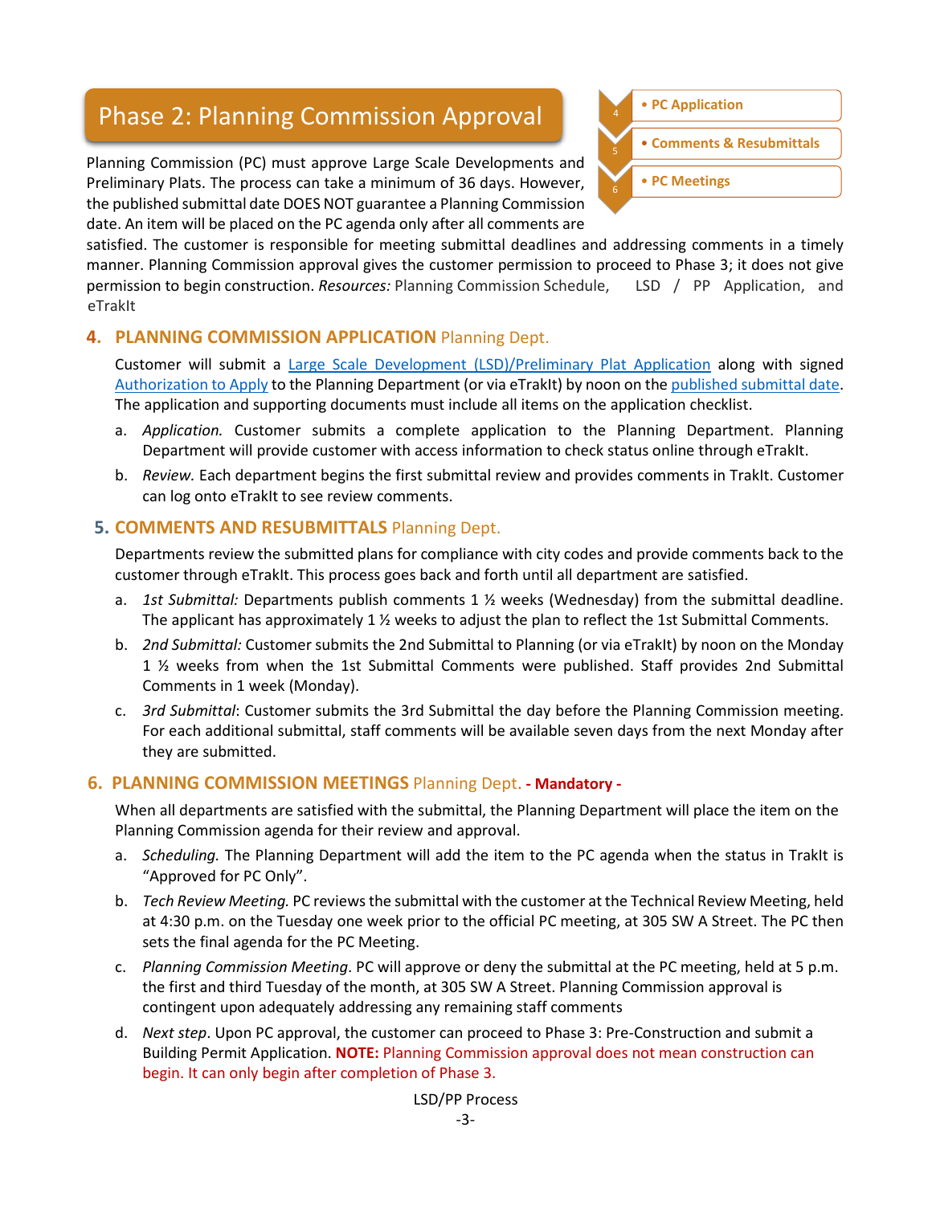# Phase 2: Planning Commission Approval

- PC Application
- Comments & Resubmittals
- PC Meetings

Planning Commission (PC) must approve Large Scale Developments and Preliminary Plats. The process can take a minimum of 36 days. However, the published submittal date DOES NOT guarantee a Planning Commission date. An item will be placed on the PC agenda only after all comments are satisfied. The customer is responsible for meeting submittal deadlines and addressing comments in a timely manner. Planning Commission approval gives the customer permission to proceed to Phase 3; it does not give permission to begin construction. *Resources:* Planning Commission Schedule, LSD / PP Application, and eTrakIt

## 4. PLANNING COMMISSION APPLICATION Planning Dept.

Customer will submit a Large Scale Development (LSD)/Preliminary Plat Application along with signed Authorization to Apply to the Planning Department (or via eTrakIt) by noon on the published submittal date. The application and supporting documents must include all items on the application checklist.

a. *Application.* Customer submits a complete application to the Planning Department. Planning Department will provide customer with access information to check status online through eTrakIt.

b. *Review.* Each department begins the first submittal review and provides comments in TrakIt. Customer can log onto eTrakIt to see review comments.

## 5. COMMENTS AND RESUBMITTALS Planning Dept.

Departments review the submitted plans for compliance with city codes and provide comments back to the customer through eTrakIt. This process goes back and forth until all department are satisfied.

a. *1st Submittal:* Departments publish comments 1 ½ weeks (Wednesday) from the submittal deadline. The applicant has approximately 1 ½ weeks to adjust the plan to reflect the 1st Submittal Comments.

b. *2nd Submittal:* Customer submits the 2nd Submittal to Planning (or via eTrakIt) by noon on the Monday 1 ½ weeks from when the 1st Submittal Comments were published. Staff provides 2nd Submittal Comments in 1 week (Monday).

c. *3rd Submittal*: Customer submits the 3rd Submittal the day before the Planning Commission meeting. For each additional submittal, staff comments will be available seven days from the next Monday after they are submitted.

## 6. PLANNING COMMISSION MEETINGS Planning Dept. - Mandatory -

When all departments are satisfied with the submittal, the Planning Department will place the item on the Planning Commission agenda for their review and approval.

a. *Scheduling.* The Planning Department will add the item to the PC agenda when the status in TrakIt is "Approved for PC Only".

b. *Tech Review Meeting.* PC reviews the submittal with the customer at the Technical Review Meeting, held at 4:30 p.m. on the Tuesday one week prior to the official PC meeting, at 305 SW A Street. The PC then sets the final agenda for the PC Meeting.

c. *Planning Commission Meeting*. PC will approve or deny the submittal at the PC meeting, held at 5 p.m. the first and third Tuesday of the month, at 305 SW A Street. Planning Commission approval is contingent upon adequately addressing any remaining staff comments

d. *Next step*. Upon PC approval, the customer can proceed to Phase 3: Pre-Construction and submit a Building Permit Application. **NOTE:** Planning Commission approval does not mean construction can begin. It can only begin after completion of Phase 3.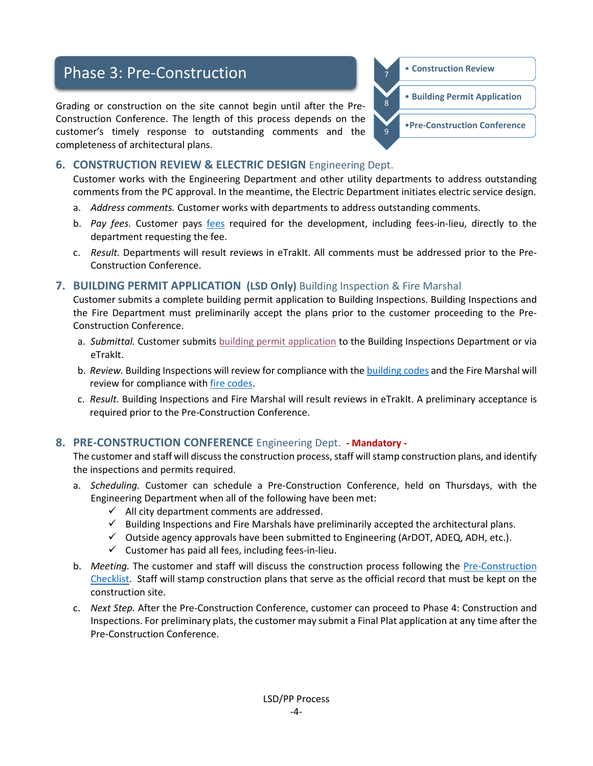## Phase 3: Pre-Construction

- 7 • Construction Review
- 8 • Building Permit Application
- 9 •Pre-Construction Conference

Grading or construction on the site cannot begin until after the Pre-Construction Conference. The length of this process depends on the customer's timely response to outstanding comments and the completeness of architectural plans.

### 6. CONSTRUCTION REVIEW & ELECTRIC DESIGN Engineering Dept.

Customer works with the Engineering Department and other utility departments to address outstanding comments from the PC approval. In the meantime, the Electric Department initiates electric service design.

a. *Address comments.* Customer works with departments to address outstanding comments.

b. *Pay fees.* Customer pays fees required for the development, including fees-in-lieu, directly to the department requesting the fee.

c. *Result.* Departments will result reviews in eTrakIt. All comments must be addressed prior to the Pre-Construction Conference.

### 7. BUILDING PERMIT APPLICATION (LSD Only) Building Inspection & Fire Marshal

Customer submits a complete building permit application to Building Inspections. Building Inspections and the Fire Department must preliminarily accept the plans prior to the customer proceeding to the Pre-Construction Conference.

a. *Submittal.* Customer submits building permit application to the Building Inspections Department or via eTrakIt.

b. *Review.* Building Inspections will review for compliance with the building codes and the Fire Marshal will review for compliance with fire codes.

c. *Result.* Building Inspections and Fire Marshal will result reviews in eTrakIt. A preliminary acceptance is required prior to the Pre-Construction Conference.

### 8. PRE-CONSTRUCTION CONFERENCE Engineering Dept. - Mandatory -

The customer and staff will discuss the construction process, staff will stamp construction plans, and identify the inspections and permits required.

a. *Scheduling.* Customer can schedule a Pre-Construction Conference, held on Thursdays, with the Engineering Department when all of the following have been met:
   - ✓ All city department comments are addressed.
   - ✓ Building Inspections and Fire Marshals have preliminarily accepted the architectural plans.
   - ✓ Outside agency approvals have been submitted to Engineering (ArDOT, ADEQ, ADH, etc.).
   - ✓ Customer has paid all fees, including fees-in-lieu.

b. *Meeting.* The customer and staff will discuss the construction process following the Pre-Construction Checklist. Staff will stamp construction plans that serve as the official record that must be kept on the construction site.

c. *Next Step.* After the Pre-Construction Conference, customer can proceed to Phase 4: Construction and Inspections. For preliminary plats, the customer may submit a Final Plat application at any time after the Pre-Construction Conference.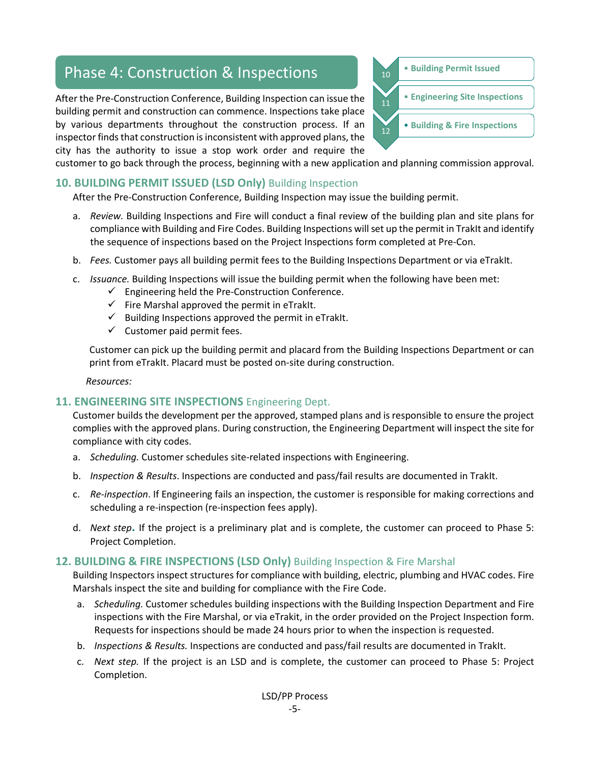## Phase 4: Construction & Inspections

- 10 • Building Permit Issued
- 11 • Engineering Site Inspections
- 12 • Building & Fire Inspections

After the Pre-Construction Conference, Building Inspection can issue the building permit and construction can commence. Inspections take place by various departments throughout the construction process. If an inspector finds that construction is inconsistent with approved plans, the city has the authority to issue a stop work order and require the customer to go back through the process, beginning with a new application and planning commission approval.

### 10. BUILDING PERMIT ISSUED (LSD Only) Building Inspection

After the Pre-Construction Conference, Building Inspection may issue the building permit.

a. *Review.* Building Inspections and Fire will conduct a final review of the building plan and site plans for compliance with Building and Fire Codes. Building Inspections will set up the permit in TrakIt and identify the sequence of inspections based on the Project Inspections form completed at Pre-Con.

b. *Fees.* Customer pays all building permit fees to the Building Inspections Department or via eTrakIt.

c. *Issuance.* Building Inspections will issue the building permit when the following have been met:
   - ✓ Engineering held the Pre-Construction Conference.
   - ✓ Fire Marshal approved the permit in eTrakIt.
   - ✓ Building Inspections approved the permit in eTrakIt.
   - ✓ Customer paid permit fees.

   Customer can pick up the building permit and placard from the Building Inspections Department or can print from eTrakIt. Placard must be posted on-site during construction.

   *Resources:*

### 11. ENGINEERING SITE INSPECTIONS Engineering Dept.

Customer builds the development per the approved, stamped plans and is responsible to ensure the project complies with the approved plans. During construction, the Engineering Department will inspect the site for compliance with city codes.

a. *Scheduling.* Customer schedules site-related inspections with Engineering.

b. *Inspection & Results*. Inspections are conducted and pass/fail results are documented in TrakIt.

c. *Re-inspection*. If Engineering fails an inspection, the customer is responsible for making corrections and scheduling a re-inspection (re-inspection fees apply).

d. *Next step*. If the project is a preliminary plat and is complete, the customer can proceed to Phase 5: Project Completion.

### 12. BUILDING & FIRE INSPECTIONS (LSD Only) Building Inspection & Fire Marshal

Building Inspectors inspect structures for compliance with building, electric, plumbing and HVAC codes. Fire Marshals inspect the site and building for compliance with the Fire Code.

a. *Scheduling.* Customer schedules building inspections with the Building Inspection Department and Fire inspections with the Fire Marshal, or via eTrakit, in the order provided on the Project Inspection form. Requests for inspections should be made 24 hours prior to when the inspection is requested.

b. *Inspections & Results.* Inspections are conducted and pass/fail results are documented in TrakIt.

c. *Next step.* If the project is an LSD and is complete, the customer can proceed to Phase 5: Project Completion.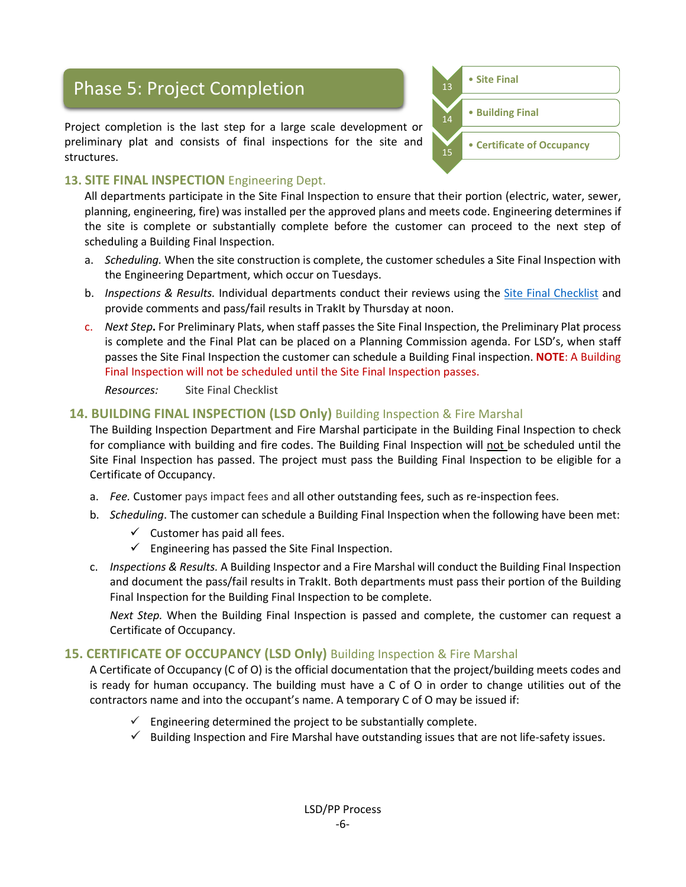## Phase 5: Project Completion

- 13 • Site Final
- 14 • Building Final
- 15 • Certificate of Occupancy

Project completion is the last step for a large scale development or preliminary plat and consists of final inspections for the site and structures.

### 13. SITE FINAL INSPECTION Engineering Dept.

All departments participate in the Site Final Inspection to ensure that their portion (electric, water, sewer, planning, engineering, fire) was installed per the approved plans and meets code. Engineering determines if the site is complete or substantially complete before the customer can proceed to the next step of scheduling a Building Final Inspection.

a. *Scheduling.* When the site construction is complete, the customer schedules a Site Final Inspection with the Engineering Department, which occur on Tuesdays.

b. *Inspections & Results.* Individual departments conduct their reviews using the Site Final Checklist and provide comments and pass/fail results in TrakIt by Thursday at noon.

c. *Next Step.* For Preliminary Plats, when staff passes the Site Final Inspection, the Preliminary Plat process is complete and the Final Plat can be placed on a Planning Commission agenda. For LSD's, when staff passes the Site Final Inspection the customer can schedule a Building Final inspection. **NOTE**: A Building Final Inspection will not be scheduled until the Site Final Inspection passes.

*Resources:* Site Final Checklist

### 14. BUILDING FINAL INSPECTION (LSD Only) Building Inspection & Fire Marshal

The Building Inspection Department and Fire Marshal participate in the Building Final Inspection to check for compliance with building and fire codes. The Building Final Inspection will not be scheduled until the Site Final Inspection has passed. The project must pass the Building Final Inspection to be eligible for a Certificate of Occupancy.

a. *Fee.* Customer pays impact fees and all other outstanding fees, such as re-inspection fees.

b. *Scheduling*. The customer can schedule a Building Final Inspection when the following have been met:
   - ✓ Customer has paid all fees.
   - ✓ Engineering has passed the Site Final Inspection.

c. *Inspections & Results.* A Building Inspector and a Fire Marshal will conduct the Building Final Inspection and document the pass/fail results in TrakIt. Both departments must pass their portion of the Building Final Inspection for the Building Final Inspection to be complete.

   *Next Step.* When the Building Final Inspection is passed and complete, the customer can request a Certificate of Occupancy.

### 15. CERTIFICATE OF OCCUPANCY (LSD Only) Building Inspection & Fire Marshal

A Certificate of Occupancy (C of O) is the official documentation that the project/building meets codes and is ready for human occupancy. The building must have a C of O in order to change utilities out of the contractors name and into the occupant's name. A temporary C of O may be issued if:

- ✓ Engineering determined the project to be substantially complete.
- ✓ Building Inspection and Fire Marshal have outstanding issues that are not life-safety issues.